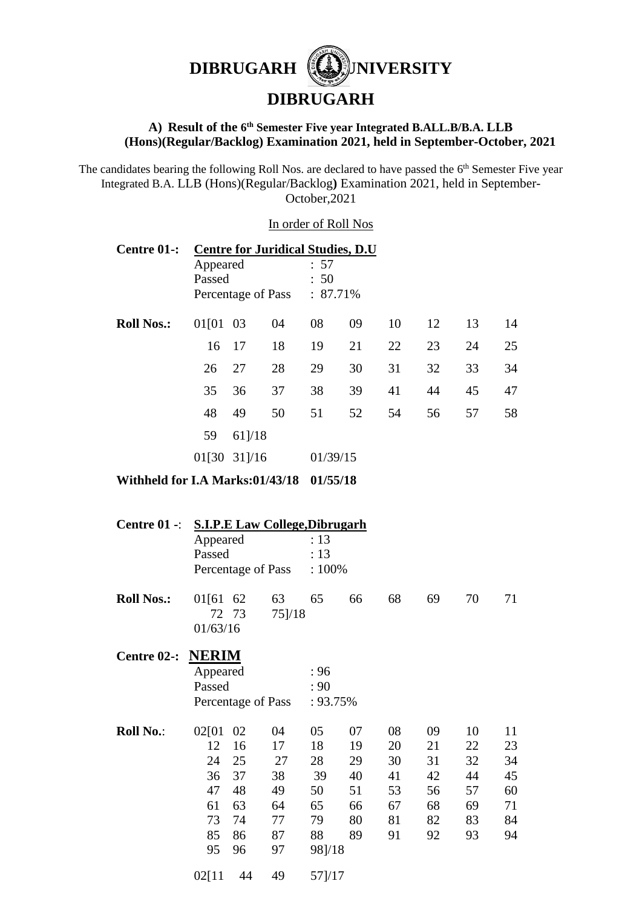# DIBRUGARH UNIVERSITY

## DIBRUGARH

### A) Result of the 6th Semester Five year Integrated B.ALL.B/B.A. LLB (Hons)(Regular/Backlog) Examination 2021, held in September-October, 2021

The candidates bearing the following Roll Nos. are declared to have passed the 6th Semester Five year Integrated B.A. LLB (Hons)(Regular/Backlog) Examination 2021, held in September-October,2021

In order of Roll Nos

**Centre 01-:** **Centre for Juridical Studies, D.U**

Appeared : 57
Passed : 50
Percentage of Pass : 87.71%

**Roll Nos.:**

01[01 03 04 08 09 10 12 13 14
16 17 18 19 21 22 23 24 25
26 27 28 29 30 31 32 33 34
35 36 37 38 39 41 44 45 47
48 49 50 51 52 54 56 57 58
59 61]/18
01[30 31]/16 01/39/15

**Withheld for I.A Marks:01/43/18 01/55/18**

**Centre 01 -:** **S.I.P.E Law College,Dibrugarh**

Appeared : 13
Passed : 13
Percentage of Pass : 100%

**Roll Nos.:**

01[61 62 63 65 66 68 69 70 71
72 73 75]/18
01/63/16

**Centre 02-:** **NERIM**

Appeared : 96
Passed : 90
Percentage of Pass : 93.75%

**Roll No.:**

02[01 02 04 05 07 08 09 10 11
12 16 17 18 19 20 21 22 23
24 25 27 28 29 30 31 32 34
36 37 38 39 40 41 42 44 45
47 48 49 50 51 53 56 57 60
61 63 64 65 66 67 68 69 71
73 74 77 79 80 81 82 83 84
85 86 87 88 89 91 92 93 94
95 96 97 98]/18

02[11 44 49 57]/17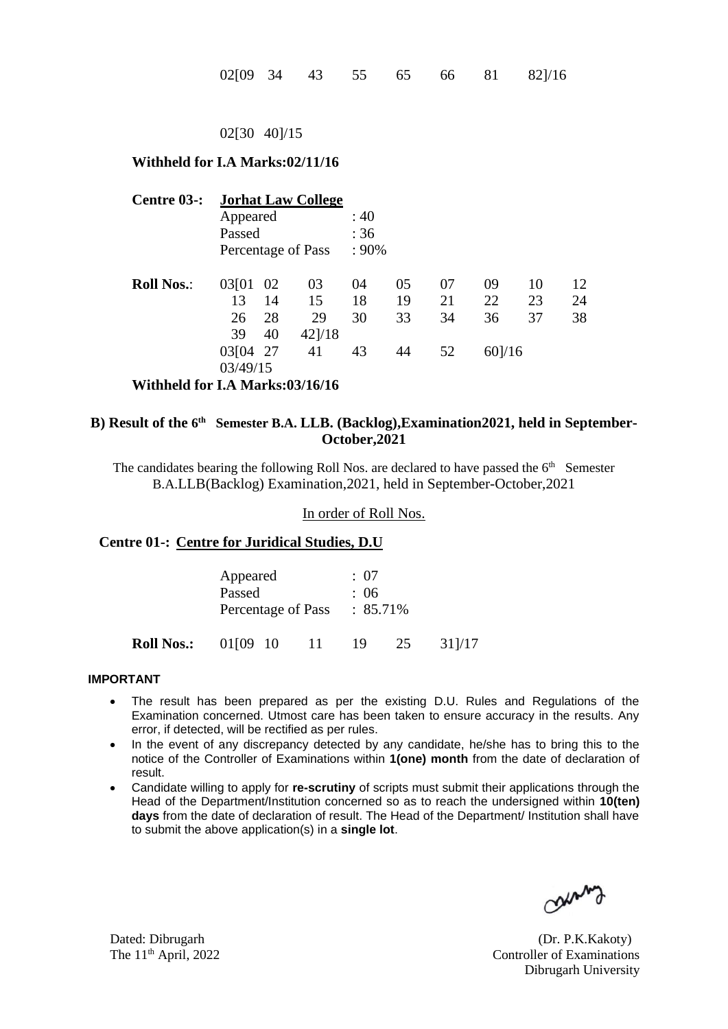02[09 34 43 55 65 66 81 82]/16

02[30 40]/15

**Withheld for I.A Marks:02/11/16**

**Centre 03-:** **Jorhat Law College**

| | |
|---|---|
| Appeared | : 40 |
| Passed | : 36 |
| Percentage of Pass | : 90% |

| | | | | | | | | | |
|---|---|---|---|---|---|---|---|---|---|
| **Roll Nos.**: | 03[01 | 02 | 03 | 04 | 05 | 07 | 09 | 10 | 12 |
| | 13 | 14 | 15 | 18 | 19 | 21 | 22 | 23 | 24 |
| | 26 | 28 | 29 | 30 | 33 | 34 | 36 | 37 | 38 |
| | 39 | 40 | 42]/18 | | | | | | |
| | 03[04 | 27 | 41 | 43 | 44 | 52 | 60]/16 | | |
| | 03/49/15 | | | | | | | | |

**Withheld for I.A Marks:03/16/16**

**B) Result of the 6th Semester B.A. LLB. (Backlog),Examination2021, held in September-October,2021**

The candidates bearing the following Roll Nos. are declared to have passed the 6th Semester B.A.LLB(Backlog) Examination,2021, held in September-October,2021

In order of Roll Nos.

**Centre 01-:** **Centre for Juridical Studies, D.U**

| | |
|---|---|
| Appeared | : 07 |
| Passed | : 06 |
| Percentage of Pass | : 85.71% |

**Roll Nos.:** 01[09 10 11 19 25 31]/17

**IMPORTANT**

- The result has been prepared as per the existing D.U. Rules and Regulations of the Examination concerned. Utmost care has been taken to ensure accuracy in the results. Any error, if detected, will be rectified as per rules.
- In the event of any discrepancy detected by any candidate, he/she has to bring this to the notice of the Controller of Examinations within **1(one) month** from the date of declaration of result.
- Candidate willing to apply for **re-scrutiny** of scripts must submit their applications through the Head of the Department/Institution concerned so as to reach the undersigned within **10(ten) days** from the date of declaration of result. The Head of the Department/ Institution shall have to submit the above application(s) in a **single lot**.

Dated: Dibrugarh
The 11th April, 2022

(Dr. P.K.Kakoty)
Controller of Examinations
Dibrugarh University